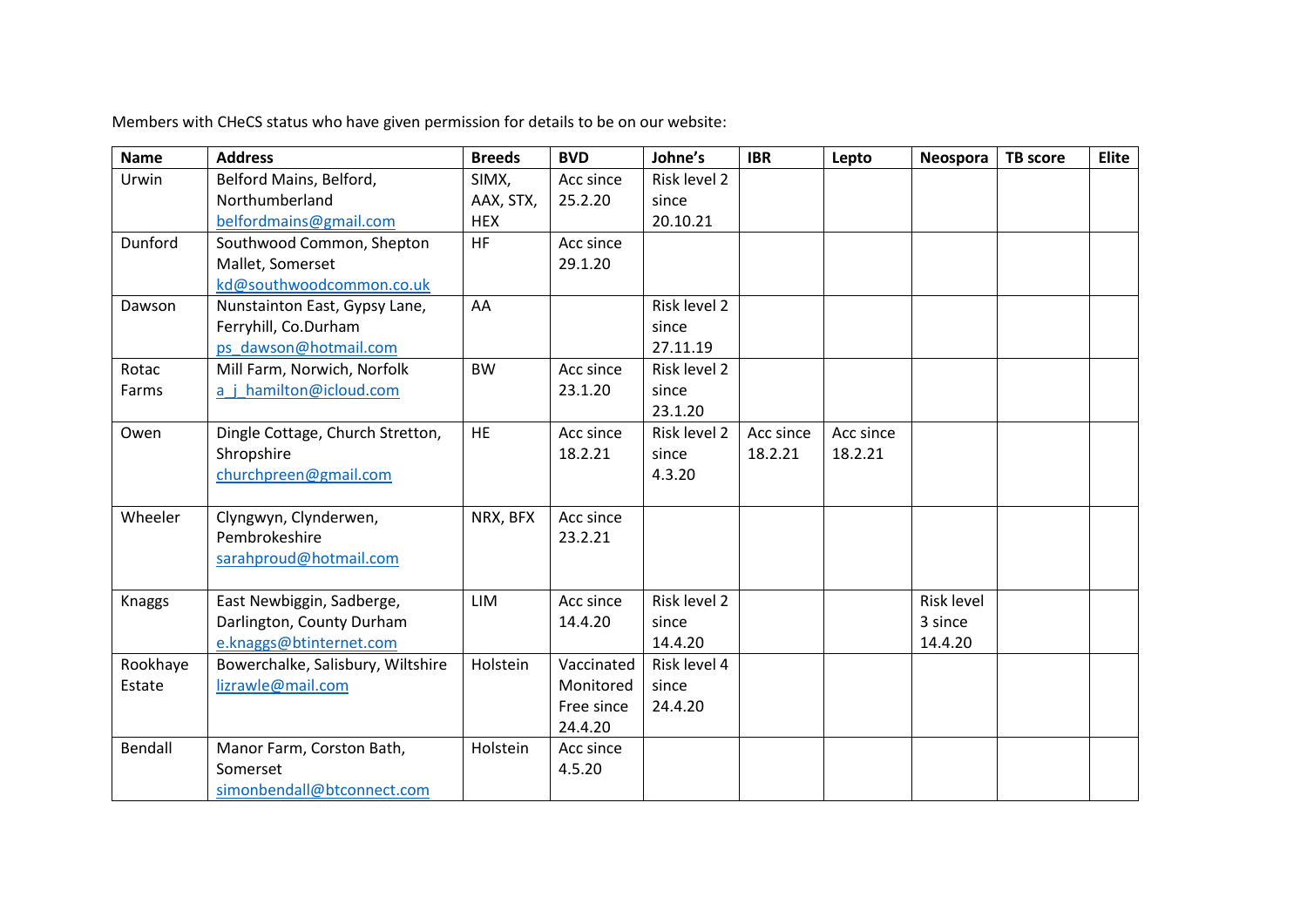Members with CHeCS status who have given permission for details to be on our website:

| Name | Address | Breeds | BVD | Johne's | IBR | Lepto | Neospora | TB score | Elite |
|---|---|---|---|---|---|---|---|---|---|
| Urwin | Belford Mains, Belford, Northumberland belfordmains@gmail.com | SIMX, AAX, STX, HEX | Acc since 25.2.20 | Risk level 2 since 20.10.21 | | | | | |
| Dunford | Southwood Common, Shepton Mallet, Somerset kd@southwoodcommon.co.uk | HF | Acc since 29.1.20 | | | | | | |
| Dawson | Nunstainton East, Gypsy Lane, Ferryhill, Co.Durham ps_dawson@hotmail.com | AA | | Risk level 2 since 27.11.19 | | | | | |
| Rotac Farms | Mill Farm, Norwich, Norfolk a_j_hamilton@icloud.com | BW | Acc since 23.1.20 | Risk level 2 since 23.1.20 | | | | | |
| Owen | Dingle Cottage, Church Stretton, Shropshire churchpreen@gmail.com | HE | Acc since 18.2.21 | Risk level 2 since 4.3.20 | Acc since 18.2.21 | Acc since 18.2.21 | | | |
| Wheeler | Clyngwyn, Clynderwen, Pembrokeshire sarahproud@hotmail.com | NRX, BFX | Acc since 23.2.21 | | | | | | |
| Knaggs | East Newbiggin, Sadberge, Darlington, County Durham e.knaggs@btinternet.com | LIM | Acc since 14.4.20 | Risk level 2 since 14.4.20 | | | Risk level 3 since 14.4.20 | | |
| Rookhaye Estate | Bowerchalke, Salisbury, Wiltshire lizrawle@mail.com | Holstein | Vaccinated Monitored Free since 24.4.20 | Risk level 4 since 24.4.20 | | | | | |
| Bendall | Manor Farm, Corston Bath, Somerset simonbendall@btconnect.com | Holstein | Acc since 4.5.20 | | | | | | |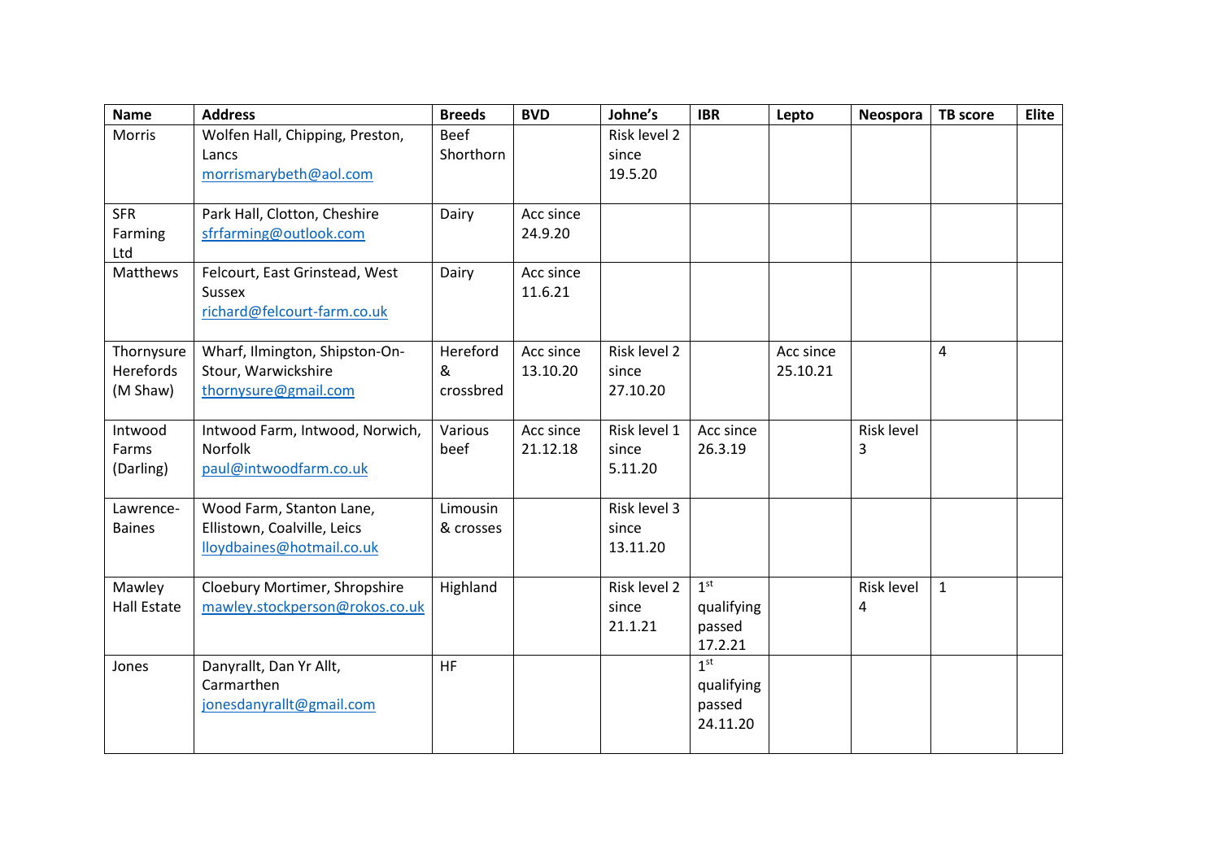| Name | Address | Breeds | BVD | Johne's | IBR | Lepto | Neospora | TB score | Elite |
|---|---|---|---|---|---|---|---|---|---|
| Morris | Wolfen Hall, Chipping, Preston, Lancs morrismarybeth@aol.com | Beef Shorthorn | | Risk level 2 since 19.5.20 | | | | | |
| SFR Farming Ltd | Park Hall, Clotton, Cheshire sfrfarming@outlook.com | Dairy | Acc since 24.9.20 | | | | | | |
| Matthews | Felcourt, East Grinstead, West Sussex richard@felcourt-farm.co.uk | Dairy | Acc since 11.6.21 | | | | | | |
| Thornysure Herefords (M Shaw) | Wharf, Ilmington, Shipston-On-Stour, Warwickshire thornysure@gmail.com | Hereford & crossbred | Acc since 13.10.20 | Risk level 2 since 27.10.20 | | Acc since 25.10.21 | | 4 | |
| Intwood Farms (Darling) | Intwood Farm, Intwood, Norwich, Norfolk paul@intwoodfarm.co.uk | Various beef | Acc since 21.12.18 | Risk level 1 since 5.11.20 | Acc since 26.3.19 | | Risk level 3 | | |
| Lawrence-Baines | Wood Farm, Stanton Lane, Ellistown, Coalville, Leics lloydbaines@hotmail.co.uk | Limousin & crosses | | Risk level 3 since 13.11.20 | | | | | |
| Mawley Hall Estate | Cleobury Mortimer, Shropshire mawley.stockperson@rokos.co.uk | Highland | | Risk level 2 since 21.1.21 | 1st qualifying passed 17.2.21 | | Risk level 4 | 1 | |
| Jones | Danyrallt, Dan Yr Allt, Carmarthen jonesdanyrallt@gmail.com | HF | | | 1st qualifying passed 24.11.20 | | | | |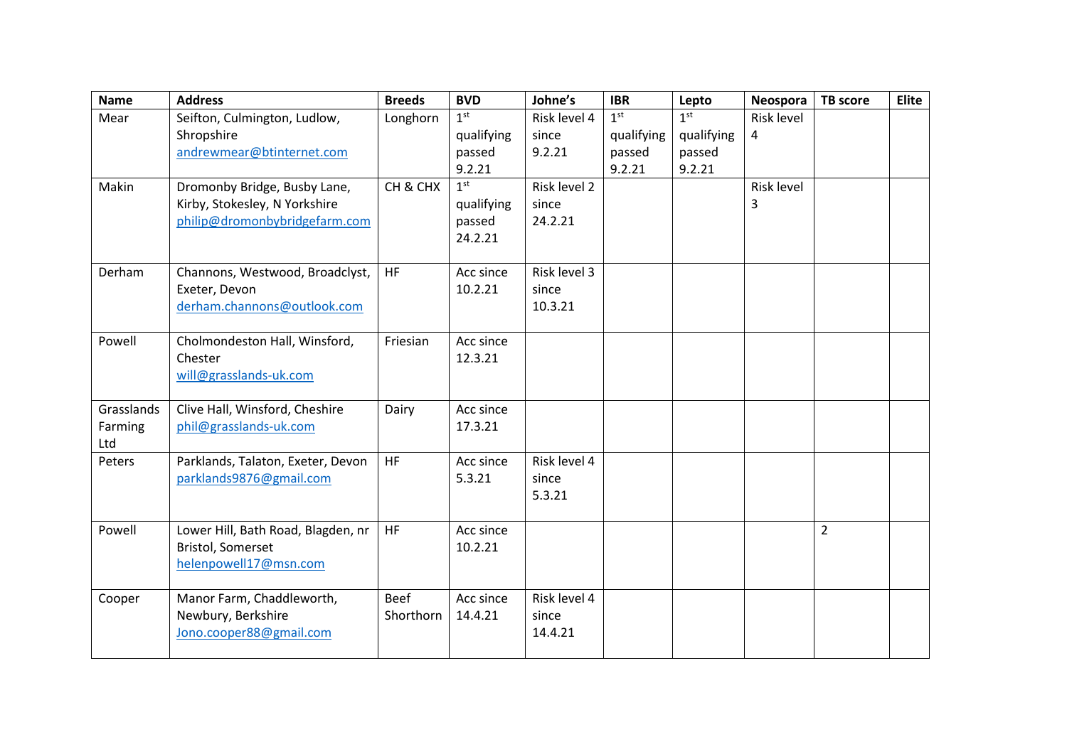| Name | Address | Breeds | BVD | Johne's | IBR | Lepto | Neospora | TB score | Elite |
|---|---|---|---|---|---|---|---|---|---|
| Mear | Seifton, Culmington, Ludlow, Shropshire andrewmear@btinternet.com | Longhorn | 1st qualifying passed 9.2.21 | Risk level 4 since 9.2.21 | 1st qualifying passed 9.2.21 | 1st qualifying passed 9.2.21 | Risk level 4 | | |
| Makin | Dromonby Bridge, Busby Lane, Kirby, Stokesley, N Yorkshire philip@dromonbybridgefarm.com | CH & CHX | 1st qualifying passed 24.2.21 | Risk level 2 since 24.2.21 | | | Risk level 3 | | |
| Derham | Channons, Westwood, Broadclyst, Exeter, Devon derham.channons@outlook.com | HF | Acc since 10.2.21 | Risk level 3 since 10.3.21 | | | | | |
| Powell | Cholmondeston Hall, Winsford, Chester will@grasslands-uk.com | Friesian | Acc since 12.3.21 | | | | | | |
| Grasslands Farming Ltd | Clive Hall, Winsford, Cheshire phil@grasslands-uk.com | Dairy | Acc since 17.3.21 | | | | | | |
| Peters | Parklands, Talaton, Exeter, Devon parklands9876@gmail.com | HF | Acc since 5.3.21 | Risk level 4 since 5.3.21 | | | | | |
| Powell | Lower Hill, Bath Road, Blagden, nr Bristol, Somerset helenpowell17@msn.com | HF | Acc since 10.2.21 | | | | | 2 | |
| Cooper | Manor Farm, Chaddleworth, Newbury, Berkshire Jono.cooper88@gmail.com | Beef Shorthorn | Acc since 14.4.21 | Risk level 4 since 14.4.21 | | | | | |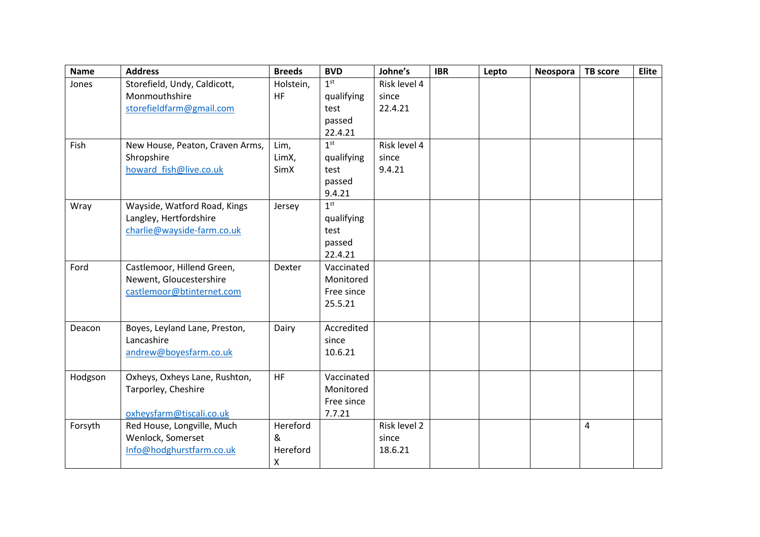| Name | Address | Breeds | BVD | Johne's | IBR | Lepto | Neospora | TB score | Elite |
|---|---|---|---|---|---|---|---|---|---|
| Jones | Storefield, Undy, Caldicott, Monmouthshire storefieldfarm@gmail.com | Holstein, HF | 1st qualifying test passed 22.4.21 | Risk level 4 since 22.4.21 | | | | | |
| Fish | New House, Peaton, Craven Arms, Shropshire howard_fish@live.co.uk | Lim, LimX, SimX | 1st qualifying test passed 9.4.21 | Risk level 4 since 9.4.21 | | | | | |
| Wray | Wayside, Watford Road, Kings Langley, Hertfordshire charlie@wayside-farm.co.uk | Jersey | 1st qualifying test passed 22.4.21 | | | | | | |
| Ford | Castlemoor, Hillend Green, Newent, Gloucestershire castlemoor@btinternet.com | Dexter | Vaccinated Monitored Free since 25.5.21 | | | | | | |
| Deacon | Boyes, Leyland Lane, Preston, Lancashire andrew@boyesfarm.co.uk | Dairy | Accredited since 10.6.21 | | | | | | |
| Hodgson | Oxheys, Oxheys Lane, Rushton, Tarporley, Cheshire oxheysfarm@tiscali.co.uk | HF | Vaccinated Monitored Free since 7.7.21 | | | | | | |
| Forsyth | Red House, Longville, Much Wenlock, Somerset Info@hodghurstfarm.co.uk | Hereford & Hereford X | | Risk level 2 since 18.6.21 | | | | 4 | |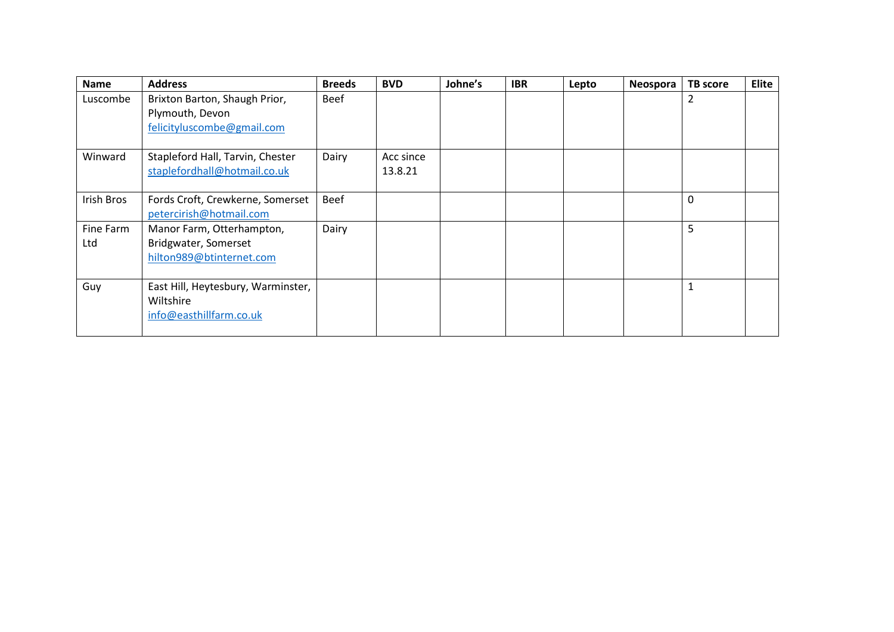| Name | Address | Breeds | BVD | Johne's | IBR | Lepto | Neospora | TB score | Elite |
|---|---|---|---|---|---|---|---|---|---|
| Luscombe | Brixton Barton, Shaugh Prior, Plymouth, Devon felicityluscombe@gmail.com | Beef | | | | | | 2 | |
| Winward | Stapleford Hall, Tarvin, Chester stapleforfordhall@hotmail.co.uk | Dairy | Acc since 13.8.21 | | | | | | |
| Irish Bros | Fords Croft, Crewkerne, Somerset petercirish@hotmail.com | Beef | | | | | | 0 | |
| Fine Farm Ltd | Manor Farm, Otterhampton, Bridgwater, Somerset hilton989@btinternet.com | Dairy | | | | | | 5 | |
| Guy | East Hill, Heytesbury, Warminster, Wiltshire info@easthillfarm.co.uk | | | | | | | 1 | |